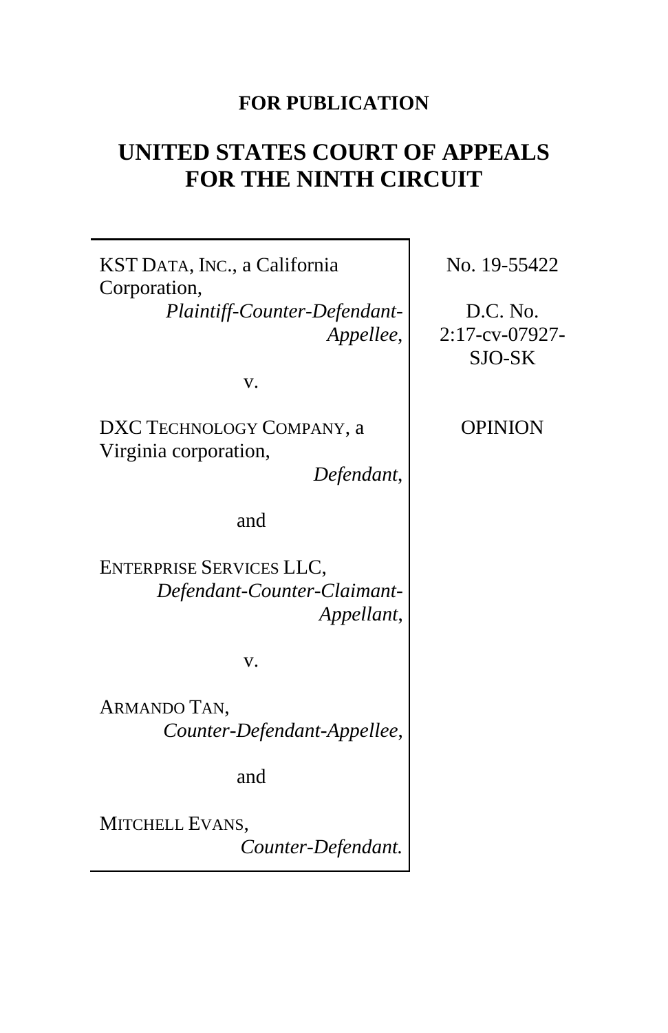**FOR PUBLICATION**

# UNITED STATES COURT OF APPEALS FOR THE NINTH CIRCUIT

KST DATA, INC., a California Corporation,
*Plaintiff-Counter-Defendant-Appellee*,

v.

DXC TECHNOLOGY COMPANY, a Virginia corporation,
*Defendant*,

and

ENTERPRISE SERVICES LLC,
*Defendant-Counter-Claimant-Appellant*,

v.

ARMANDO TAN,
*Counter-Defendant-Appellee*,

and

MITCHELL EVANS,
*Counter-Defendant.*

No. 19-55422

D.C. No. 2:17-cv-07927-SJO-SK

OPINION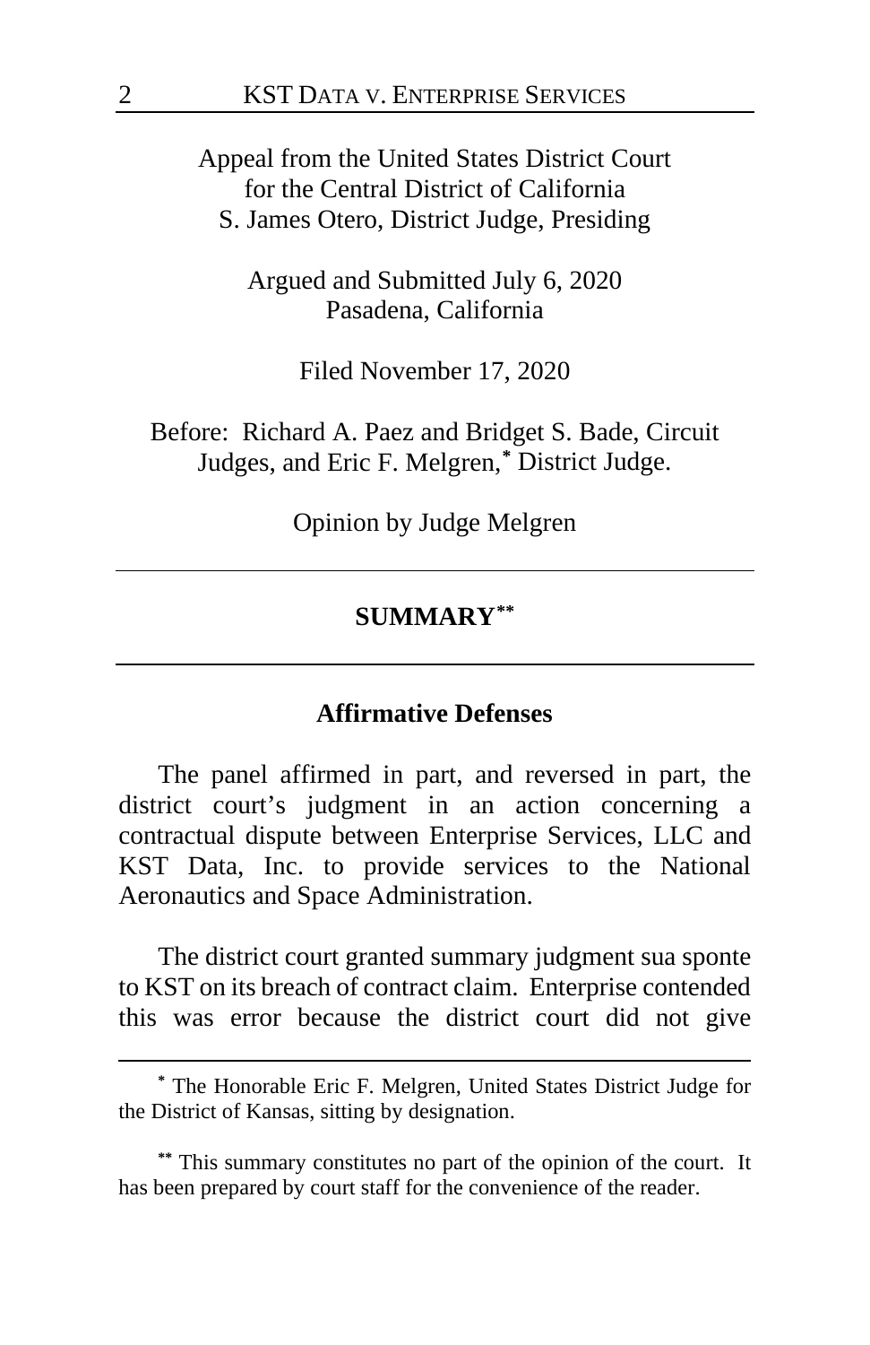Appeal from the United States District Court
for the Central District of California
S. James Otero, District Judge, Presiding

Argued and Submitted July 6, 2020
Pasadena, California

Filed November 17, 2020

Before: Richard A. Paez and Bridget S. Bade, Circuit Judges, and Eric F. Melgren,[*] District Judge.

Opinion by Judge Melgren

---

## SUMMARY[**]

---

### Affirmative Defenses

The panel affirmed in part, and reversed in part, the district court's judgment in an action concerning a contractual dispute between Enterprise Services, LLC and KST Data, Inc. to provide services to the National Aeronautics and Space Administration.

The district court granted summary judgment sua sponte to KST on its breach of contract claim. Enterprise contended this was error because the district court did not give

---

[*] The Honorable Eric F. Melgren, United States District Judge for the District of Kansas, sitting by designation.

[**] This summary constitutes no part of the opinion of the court. It has been prepared by court staff for the convenience of the reader.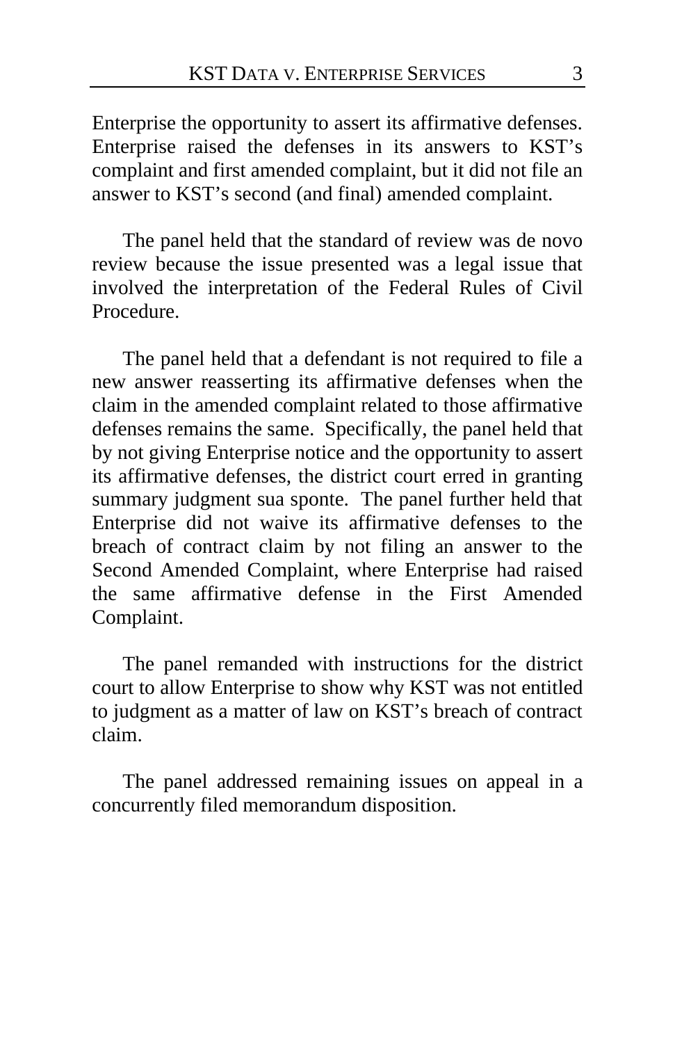Enterprise the opportunity to assert its affirmative defenses. Enterprise raised the defenses in its answers to KST's complaint and first amended complaint, but it did not file an answer to KST's second (and final) amended complaint.

The panel held that the standard of review was de novo review because the issue presented was a legal issue that involved the interpretation of the Federal Rules of Civil Procedure.

The panel held that a defendant is not required to file a new answer reasserting its affirmative defenses when the claim in the amended complaint related to those affirmative defenses remains the same. Specifically, the panel held that by not giving Enterprise notice and the opportunity to assert its affirmative defenses, the district court erred in granting summary judgment sua sponte. The panel further held that Enterprise did not waive its affirmative defenses to the breach of contract claim by not filing an answer to the Second Amended Complaint, where Enterprise had raised the same affirmative defense in the First Amended Complaint.

The panel remanded with instructions for the district court to allow Enterprise to show why KST was not entitled to judgment as a matter of law on KST's breach of contract claim.

The panel addressed remaining issues on appeal in a concurrently filed memorandum disposition.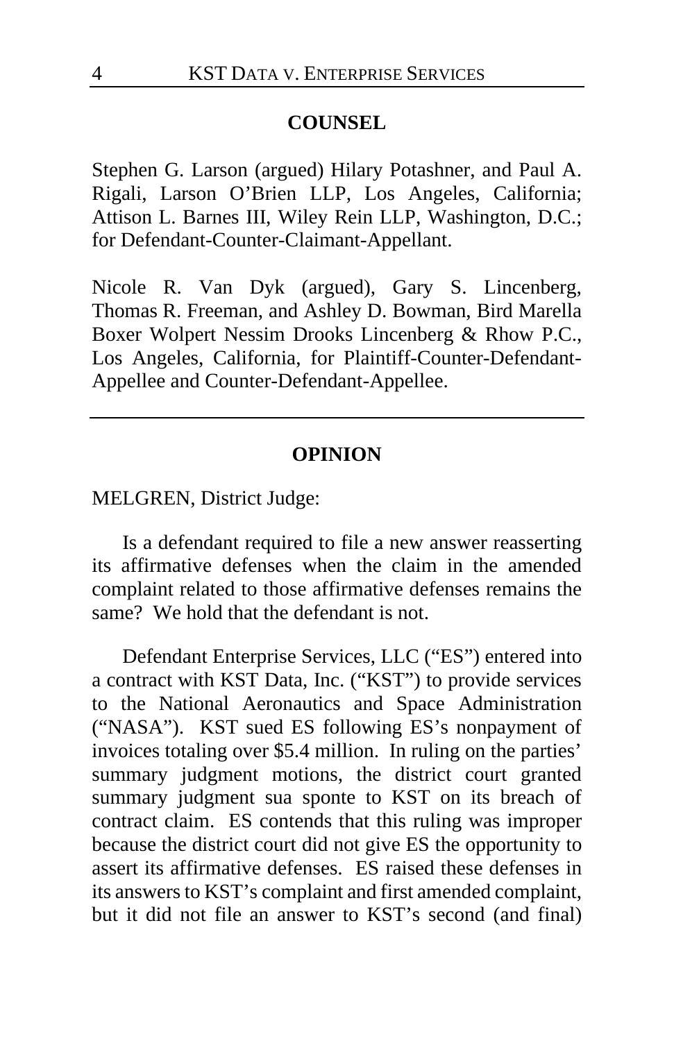## COUNSEL

Stephen G. Larson (argued) Hilary Potashner, and Paul A. Rigali, Larson O'Brien LLP, Los Angeles, California; Attison L. Barnes III, Wiley Rein LLP, Washington, D.C.; for Defendant-Counter-Claimant-Appellant.

Nicole R. Van Dyk (argued), Gary S. Lincenberg, Thomas R. Freeman, and Ashley D. Bowman, Bird Marella Boxer Wolpert Nessim Drooks Lincenberg & Rhow P.C., Los Angeles, California, for Plaintiff-Counter-Defendant-Appellee and Counter-Defendant-Appellee.

---

## OPINION

MELGREN, District Judge:

Is a defendant required to file a new answer reasserting its affirmative defenses when the claim in the amended complaint related to those affirmative defenses remains the same? We hold that the defendant is not.

Defendant Enterprise Services, LLC ("ES") entered into a contract with KST Data, Inc. ("KST") to provide services to the National Aeronautics and Space Administration ("NASA"). KST sued ES following ES's nonpayment of invoices totaling over $5.4 million. In ruling on the parties' summary judgment motions, the district court granted summary judgment sua sponte to KST on its breach of contract claim. ES contends that this ruling was improper because the district court did not give ES the opportunity to assert its affirmative defenses. ES raised these defenses in its answers to KST's complaint and first amended complaint, but it did not file an answer to KST's second (and final)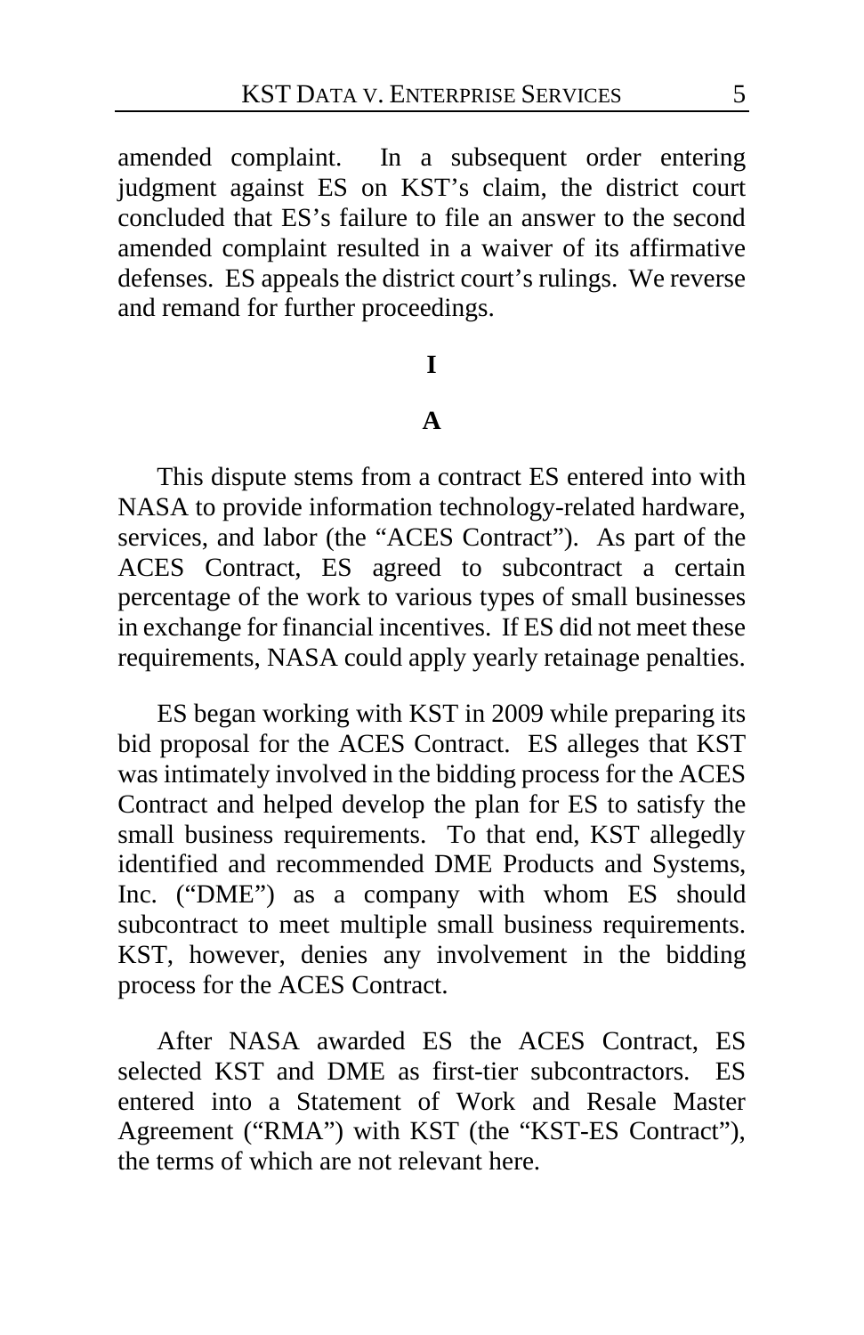amended complaint. In a subsequent order entering judgment against ES on KST's claim, the district court concluded that ES's failure to file an answer to the second amended complaint resulted in a waiver of its affirmative defenses. ES appeals the district court's rulings. We reverse and remand for further proceedings.

# I

## A

This dispute stems from a contract ES entered into with NASA to provide information technology-related hardware, services, and labor (the "ACES Contract"). As part of the ACES Contract, ES agreed to subcontract a certain percentage of the work to various types of small businesses in exchange for financial incentives. If ES did not meet these requirements, NASA could apply yearly retainage penalties.

ES began working with KST in 2009 while preparing its bid proposal for the ACES Contract. ES alleges that KST was intimately involved in the bidding process for the ACES Contract and helped develop the plan for ES to satisfy the small business requirements. To that end, KST allegedly identified and recommended DME Products and Systems, Inc. ("DME") as a company with whom ES should subcontract to meet multiple small business requirements. KST, however, denies any involvement in the bidding process for the ACES Contract.

After NASA awarded ES the ACES Contract, ES selected KST and DME as first-tier subcontractors. ES entered into a Statement of Work and Resale Master Agreement ("RMA") with KST (the "KST-ES Contract"), the terms of which are not relevant here.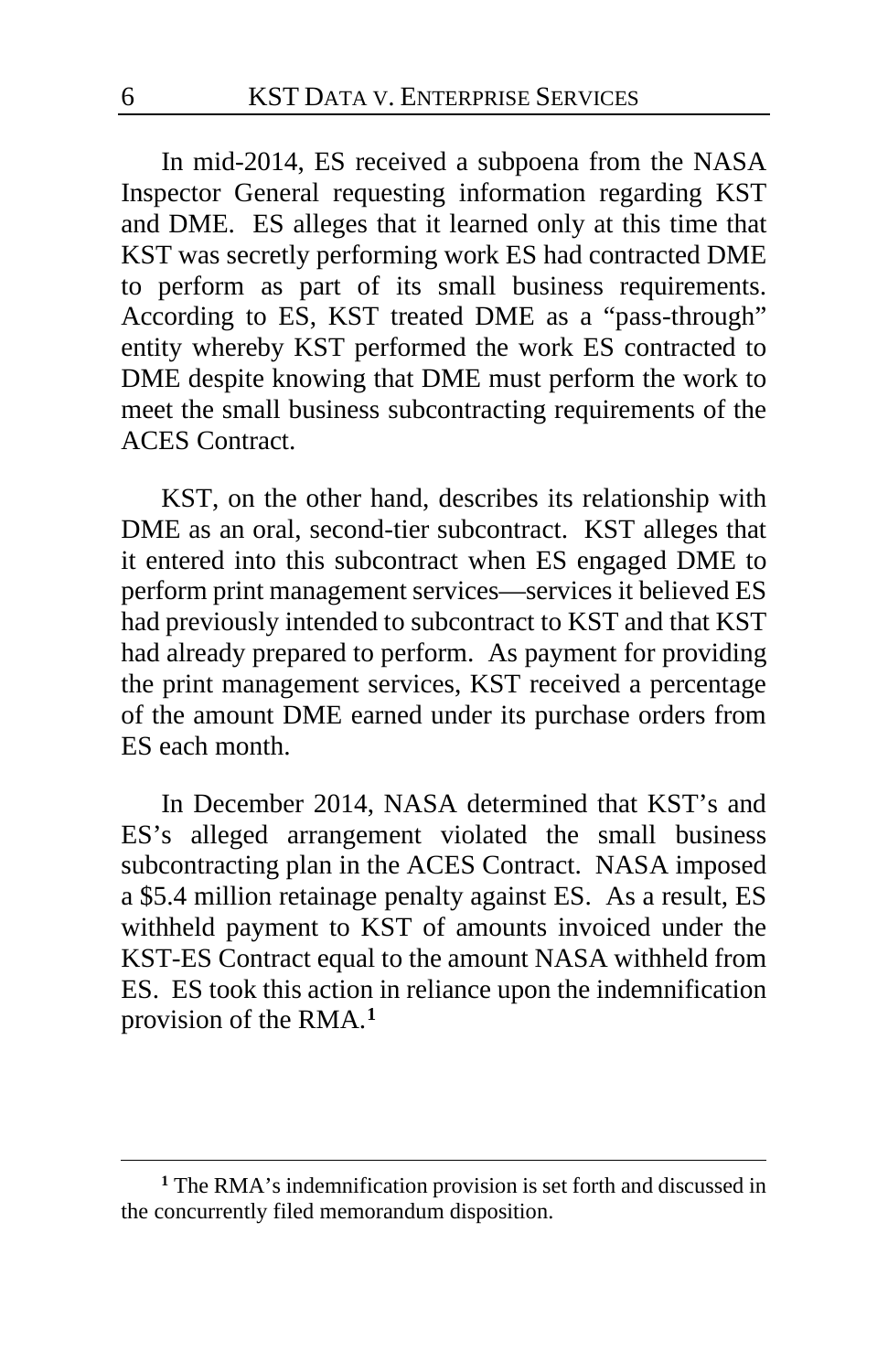In mid-2014, ES received a subpoena from the NASA Inspector General requesting information regarding KST and DME. ES alleges that it learned only at this time that KST was secretly performing work ES had contracted DME to perform as part of its small business requirements. According to ES, KST treated DME as a "pass-through" entity whereby KST performed the work ES contracted to DME despite knowing that DME must perform the work to meet the small business subcontracting requirements of the ACES Contract.

KST, on the other hand, describes its relationship with DME as an oral, second-tier subcontract. KST alleges that it entered into this subcontract when ES engaged DME to perform print management services—services it believed ES had previously intended to subcontract to KST and that KST had already prepared to perform. As payment for providing the print management services, KST received a percentage of the amount DME earned under its purchase orders from ES each month.

In December 2014, NASA determined that KST's and ES's alleged arrangement violated the small business subcontracting plan in the ACES Contract. NASA imposed a $5.4 million retainage penalty against ES. As a result, ES withheld payment to KST of amounts invoiced under the KST-ES Contract equal to the amount NASA withheld from ES. ES took this action in reliance upon the indemnification provision of the RMA.[1]

[1] The RMA's indemnification provision is set forth and discussed in the concurrently filed memorandum disposition.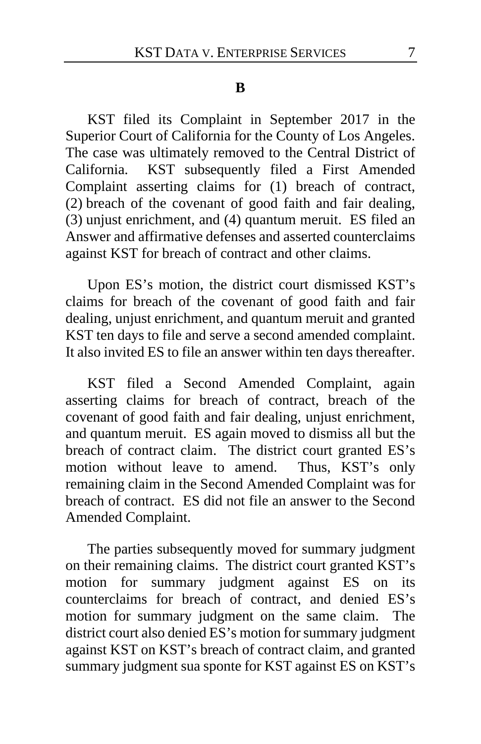### B

KST filed its Complaint in September 2017 in the Superior Court of California for the County of Los Angeles. The case was ultimately removed to the Central District of California. KST subsequently filed a First Amended Complaint asserting claims for (1) breach of contract, (2) breach of the covenant of good faith and fair dealing, (3) unjust enrichment, and (4) quantum meruit. ES filed an Answer and affirmative defenses and asserted counterclaims against KST for breach of contract and other claims.

Upon ES's motion, the district court dismissed KST's claims for breach of the covenant of good faith and fair dealing, unjust enrichment, and quantum meruit and granted KST ten days to file and serve a second amended complaint. It also invited ES to file an answer within ten days thereafter.

KST filed a Second Amended Complaint, again asserting claims for breach of contract, breach of the covenant of good faith and fair dealing, unjust enrichment, and quantum meruit. ES again moved to dismiss all but the breach of contract claim. The district court granted ES's motion without leave to amend. Thus, KST's only remaining claim in the Second Amended Complaint was for breach of contract. ES did not file an answer to the Second Amended Complaint.

The parties subsequently moved for summary judgment on their remaining claims. The district court granted KST's motion for summary judgment against ES on its counterclaims for breach of contract, and denied ES's motion for summary judgment on the same claim. The district court also denied ES's motion for summary judgment against KST on KST's breach of contract claim, and granted summary judgment sua sponte for KST against ES on KST's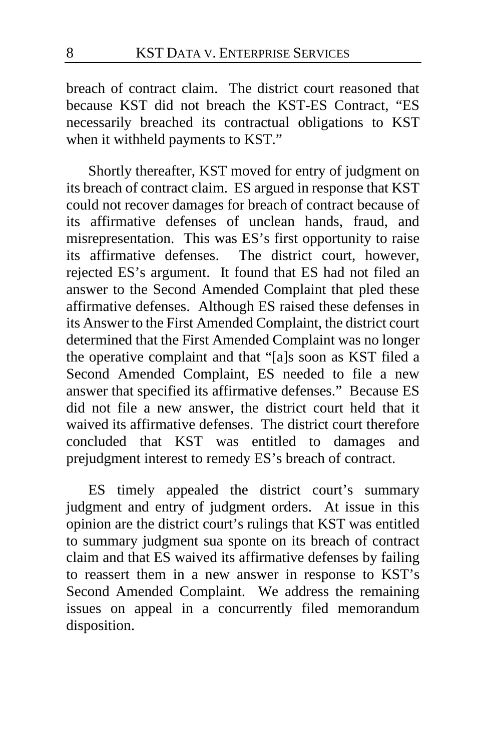breach of contract claim. The district court reasoned that because KST did not breach the KST-ES Contract, "ES necessarily breached its contractual obligations to KST when it withheld payments to KST."

Shortly thereafter, KST moved for entry of judgment on its breach of contract claim. ES argued in response that KST could not recover damages for breach of contract because of its affirmative defenses of unclean hands, fraud, and misrepresentation. This was ES's first opportunity to raise its affirmative defenses. The district court, however, rejected ES's argument. It found that ES had not filed an answer to the Second Amended Complaint that pled these affirmative defenses. Although ES raised these defenses in its Answer to the First Amended Complaint, the district court determined that the First Amended Complaint was no longer the operative complaint and that "[a]s soon as KST filed a Second Amended Complaint, ES needed to file a new answer that specified its affirmative defenses." Because ES did not file a new answer, the district court held that it waived its affirmative defenses. The district court therefore concluded that KST was entitled to damages and prejudgment interest to remedy ES's breach of contract.

ES timely appealed the district court's summary judgment and entry of judgment orders. At issue in this opinion are the district court's rulings that KST was entitled to summary judgment sua sponte on its breach of contract claim and that ES waived its affirmative defenses by failing to reassert them in a new answer in response to KST's Second Amended Complaint. We address the remaining issues on appeal in a concurrently filed memorandum disposition.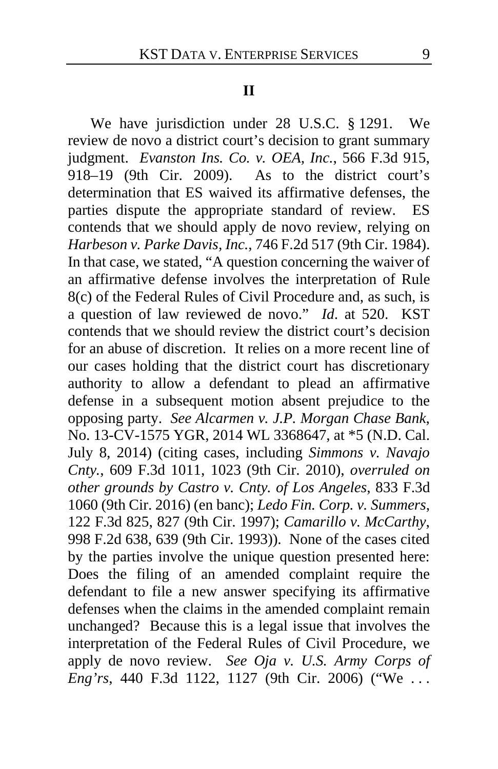## II

We have jurisdiction under 28 U.S.C. § 1291. We review de novo a district court's decision to grant summary judgment. *Evanston Ins. Co. v. OEA, Inc.*, 566 F.3d 915, 918–19 (9th Cir. 2009). As to the district court's determination that ES waived its affirmative defenses, the parties dispute the appropriate standard of review. ES contends that we should apply de novo review, relying on *Harbeson v. Parke Davis, Inc.*, 746 F.2d 517 (9th Cir. 1984). In that case, we stated, "A question concerning the waiver of an affirmative defense involves the interpretation of Rule 8(c) of the Federal Rules of Civil Procedure and, as such, is a question of law reviewed de novo." *Id*. at 520. KST contends that we should review the district court's decision for an abuse of discretion. It relies on a more recent line of our cases holding that the district court has discretionary authority to allow a defendant to plead an affirmative defense in a subsequent motion absent prejudice to the opposing party. *See Alcarmen v. J.P. Morgan Chase Bank*, No. 13-CV-1575 YGR, 2014 WL 3368647, at *5 (N.D. Cal. July 8, 2014) (citing cases, including *Simmons v. Navajo Cnty.*, 609 F.3d 1011, 1023 (9th Cir. 2010), *overruled on other grounds by Castro v. Cnty. of Los Angeles*, 833 F.3d 1060 (9th Cir. 2016) (en banc); *Ledo Fin. Corp. v. Summers*, 122 F.3d 825, 827 (9th Cir. 1997); *Camarillo v. McCarthy*, 998 F.2d 638, 639 (9th Cir. 1993)). None of the cases cited by the parties involve the unique question presented here: Does the filing of an amended complaint require the defendant to file a new answer specifying its affirmative defenses when the claims in the amended complaint remain unchanged? Because this is a legal issue that involves the interpretation of the Federal Rules of Civil Procedure, we apply de novo review. *See Oja v. U.S. Army Corps of Eng'rs*, 440 F.3d 1122, 1127 (9th Cir. 2006) ("We . . .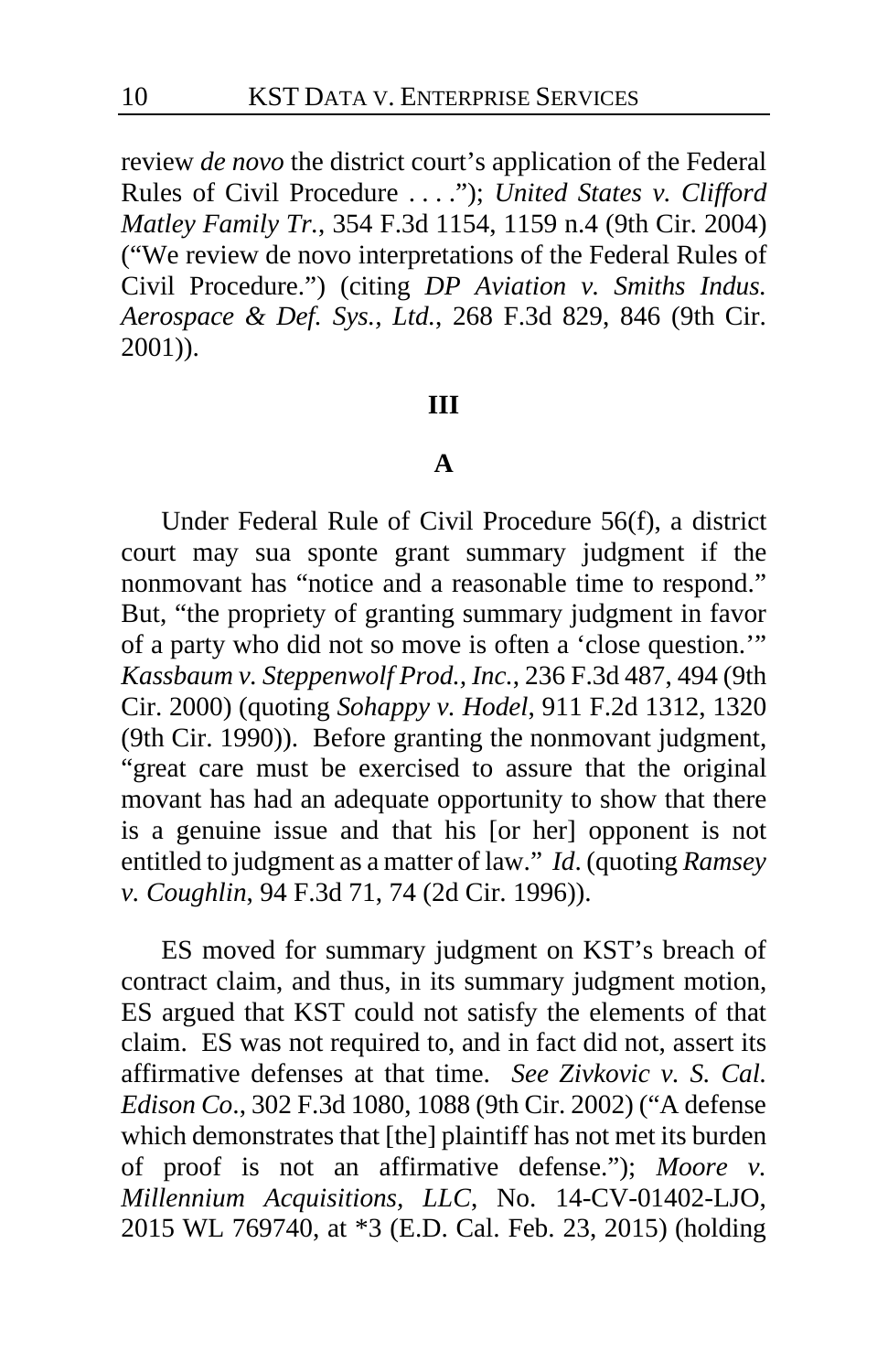review *de novo* the district court's application of the Federal Rules of Civil Procedure . . . ."); *United States v. Clifford Matley Family Tr.*, 354 F.3d 1154, 1159 n.4 (9th Cir. 2004) ("We review de novo interpretations of the Federal Rules of Civil Procedure.") (citing *DP Aviation v. Smiths Indus. Aerospace & Def. Sys., Ltd.*, 268 F.3d 829, 846 (9th Cir. 2001)).

## III

### A

Under Federal Rule of Civil Procedure 56(f), a district court may sua sponte grant summary judgment if the nonmovant has "notice and a reasonable time to respond." But, "the propriety of granting summary judgment in favor of a party who did not so move is often a 'close question.'" *Kassbaum v. Steppenwolf Prod., Inc.*, 236 F.3d 487, 494 (9th Cir. 2000) (quoting *Sohappy v. Hodel*, 911 F.2d 1312, 1320 (9th Cir. 1990)). Before granting the nonmovant judgment, "great care must be exercised to assure that the original movant has had an adequate opportunity to show that there is a genuine issue and that his [or her] opponent is not entitled to judgment as a matter of law." *Id.* (quoting *Ramsey v. Coughlin*, 94 F.3d 71, 74 (2d Cir. 1996)).

ES moved for summary judgment on KST's breach of contract claim, and thus, in its summary judgment motion, ES argued that KST could not satisfy the elements of that claim. ES was not required to, and in fact did not, assert its affirmative defenses at that time. *See Zivkovic v. S. Cal. Edison Co.*, 302 F.3d 1080, 1088 (9th Cir. 2002) ("A defense which demonstrates that [the] plaintiff has not met its burden of proof is not an affirmative defense."); *Moore v. Millennium Acquisitions, LLC*, No. 14-CV-01402-LJO, 2015 WL 769740, at *3 (E.D. Cal. Feb. 23, 2015) (holding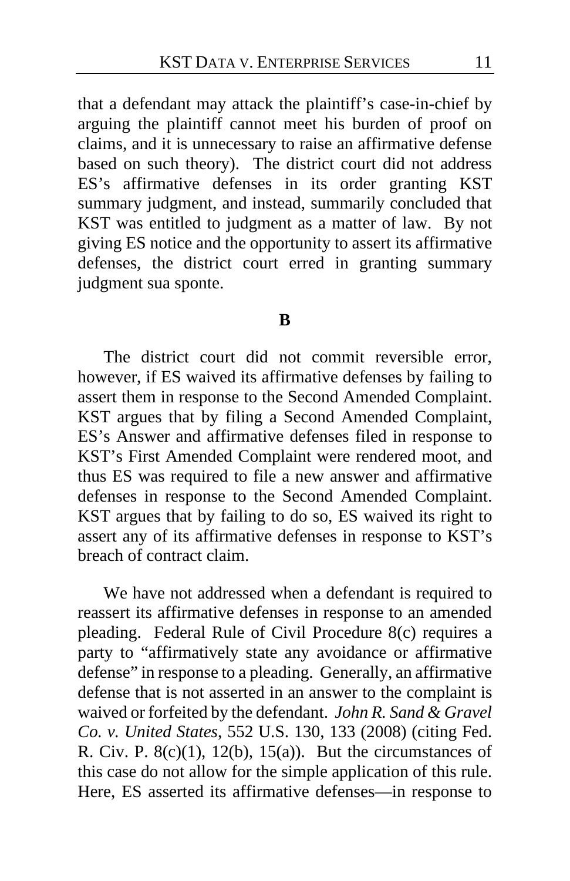that a defendant may attack the plaintiff's case-in-chief by arguing the plaintiff cannot meet his burden of proof on claims, and it is unnecessary to raise an affirmative defense based on such theory). The district court did not address ES's affirmative defenses in its order granting KST summary judgment, and instead, summarily concluded that KST was entitled to judgment as a matter of law. By not giving ES notice and the opportunity to assert its affirmative defenses, the district court erred in granting summary judgment sua sponte.

**B**

The district court did not commit reversible error, however, if ES waived its affirmative defenses by failing to assert them in response to the Second Amended Complaint. KST argues that by filing a Second Amended Complaint, ES's Answer and affirmative defenses filed in response to KST's First Amended Complaint were rendered moot, and thus ES was required to file a new answer and affirmative defenses in response to the Second Amended Complaint. KST argues that by failing to do so, ES waived its right to assert any of its affirmative defenses in response to KST's breach of contract claim.

We have not addressed when a defendant is required to reassert its affirmative defenses in response to an amended pleading. Federal Rule of Civil Procedure 8(c) requires a party to "affirmatively state any avoidance or affirmative defense" in response to a pleading. Generally, an affirmative defense that is not asserted in an answer to the complaint is waived or forfeited by the defendant. *John R. Sand & Gravel Co. v. United States*, 552 U.S. 130, 133 (2008) (citing Fed. R. Civ. P. 8(c)(1), 12(b), 15(a)). But the circumstances of this case do not allow for the simple application of this rule. Here, ES asserted its affirmative defenses—in response to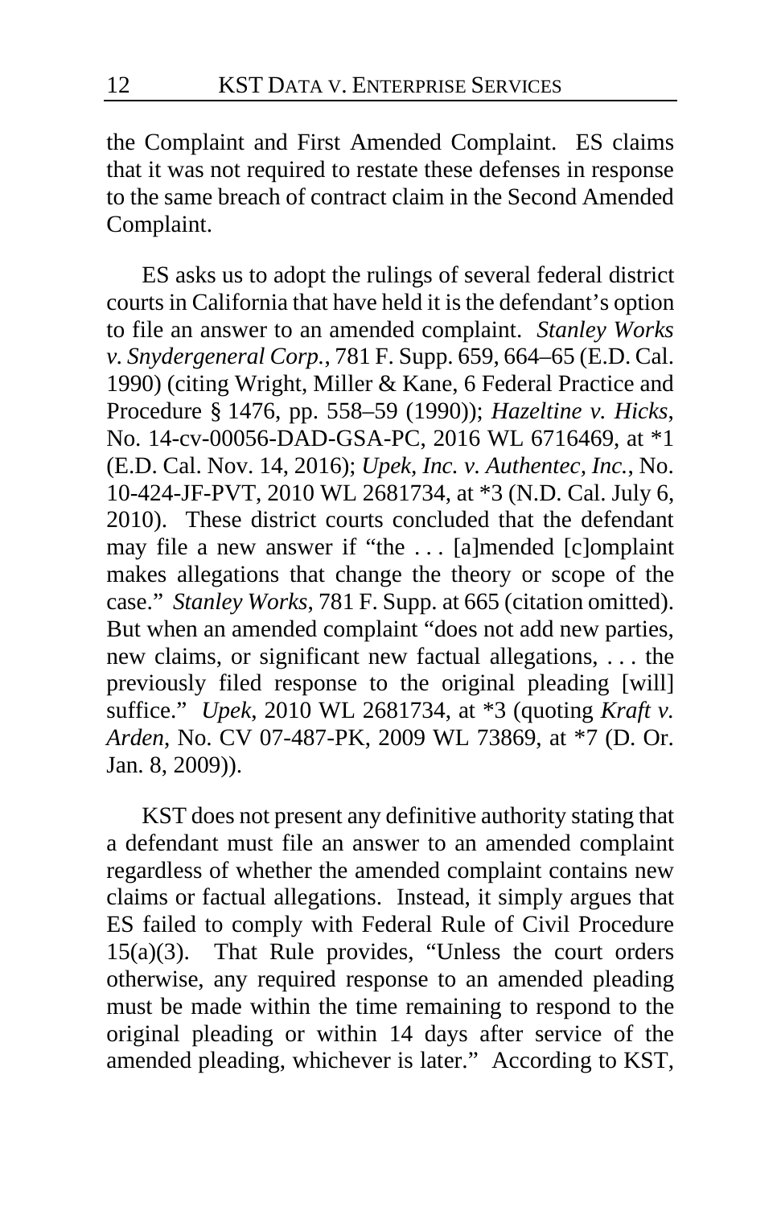the Complaint and First Amended Complaint. ES claims that it was not required to restate these defenses in response to the same breach of contract claim in the Second Amended Complaint.

ES asks us to adopt the rulings of several federal district courts in California that have held it is the defendant's option to file an answer to an amended complaint. *Stanley Works v. Snydergeneral Corp.*, 781 F. Supp. 659, 664–65 (E.D. Cal. 1990) (citing Wright, Miller & Kane, 6 Federal Practice and Procedure § 1476, pp. 558–59 (1990)); *Hazeltine v. Hicks*, No. 14-cv-00056-DAD-GSA-PC, 2016 WL 6716469, at *1 (E.D. Cal. Nov. 14, 2016); *Upek, Inc. v. Authentec, Inc.*, No. 10-424-JF-PVT, 2010 WL 2681734, at *3 (N.D. Cal. July 6, 2010). These district courts concluded that the defendant may file a new answer if "the . . . [a]mended [c]omplaint makes allegations that change the theory or scope of the case." *Stanley Works*, 781 F. Supp. at 665 (citation omitted). But when an amended complaint "does not add new parties, new claims, or significant new factual allegations, . . . the previously filed response to the original pleading [will] suffice." *Upek*, 2010 WL 2681734, at *3 (quoting *Kraft v. Arden*, No. CV 07-487-PK, 2009 WL 73869, at *7 (D. Or. Jan. 8, 2009)).

KST does not present any definitive authority stating that a defendant must file an answer to an amended complaint regardless of whether the amended complaint contains new claims or factual allegations. Instead, it simply argues that ES failed to comply with Federal Rule of Civil Procedure 15(a)(3). That Rule provides, "Unless the court orders otherwise, any required response to an amended pleading must be made within the time remaining to respond to the original pleading or within 14 days after service of the amended pleading, whichever is later." According to KST,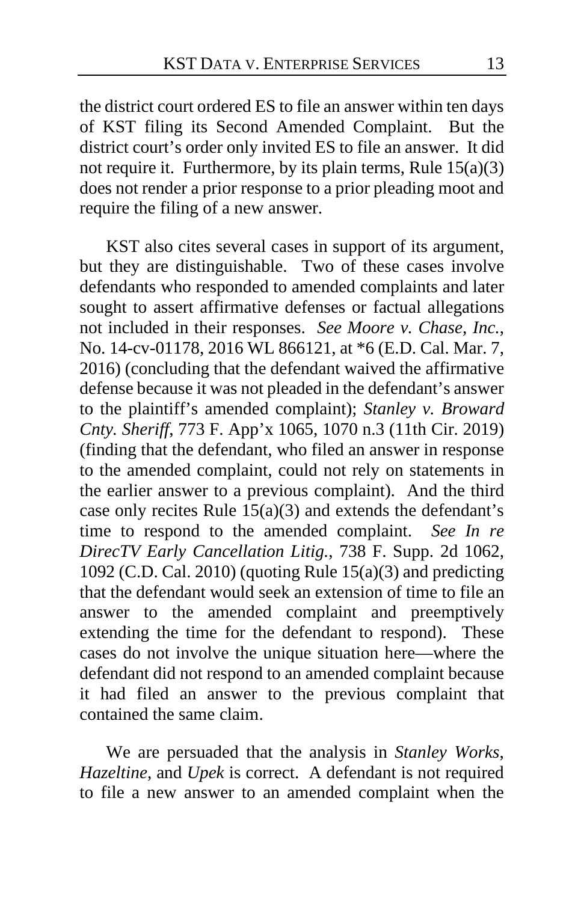the district court ordered ES to file an answer within ten days of KST filing its Second Amended Complaint. But the district court's order only invited ES to file an answer. It did not require it. Furthermore, by its plain terms, Rule 15(a)(3) does not render a prior response to a prior pleading moot and require the filing of a new answer.

KST also cites several cases in support of its argument, but they are distinguishable. Two of these cases involve defendants who responded to amended complaints and later sought to assert affirmative defenses or factual allegations not included in their responses. *See Moore v. Chase, Inc.*, No. 14-cv-01178, 2016 WL 866121, at *6 (E.D. Cal. Mar. 7, 2016) (concluding that the defendant waived the affirmative defense because it was not pleaded in the defendant's answer to the plaintiff's amended complaint); *Stanley v. Broward Cnty. Sheriff*, 773 F. App'x 1065, 1070 n.3 (11th Cir. 2019) (finding that the defendant, who filed an answer in response to the amended complaint, could not rely on statements in the earlier answer to a previous complaint). And the third case only recites Rule 15(a)(3) and extends the defendant's time to respond to the amended complaint. *See In re DirecTV Early Cancellation Litig.*, 738 F. Supp. 2d 1062, 1092 (C.D. Cal. 2010) (quoting Rule 15(a)(3) and predicting that the defendant would seek an extension of time to file an answer to the amended complaint and preemptively extending the time for the defendant to respond). These cases do not involve the unique situation here—where the defendant did not respond to an amended complaint because it had filed an answer to the previous complaint that contained the same claim.

We are persuaded that the analysis in *Stanley Works*, *Hazeltine*, and *Upek* is correct. A defendant is not required to file a new answer to an amended complaint when the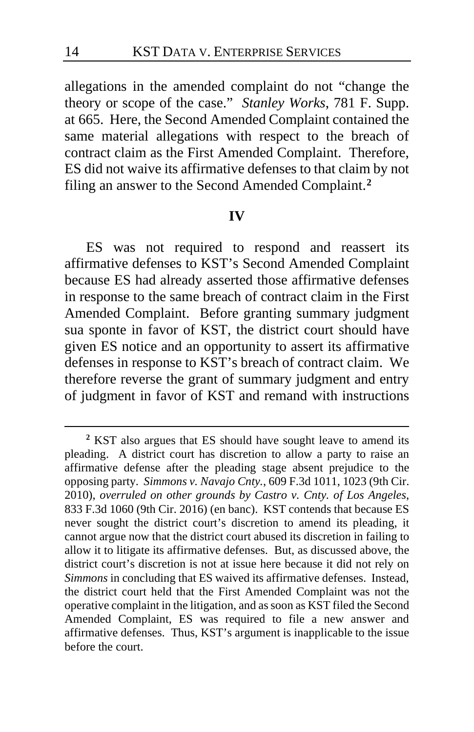allegations in the amended complaint do not "change the theory or scope of the case." *Stanley Works*, 781 F. Supp. at 665. Here, the Second Amended Complaint contained the same material allegations with respect to the breach of contract claim as the First Amended Complaint. Therefore, ES did not waive its affirmative defenses to that claim by not filing an answer to the Second Amended Complaint.[2]

## IV

ES was not required to respond and reassert its affirmative defenses to KST's Second Amended Complaint because ES had already asserted those affirmative defenses in response to the same breach of contract claim in the First Amended Complaint. Before granting summary judgment sua sponte in favor of KST, the district court should have given ES notice and an opportunity to assert its affirmative defenses in response to KST's breach of contract claim. We therefore reverse the grant of summary judgment and entry of judgment in favor of KST and remand with instructions

---

[2] KST also argues that ES should have sought leave to amend its pleading. A district court has discretion to allow a party to raise an affirmative defense after the pleading stage absent prejudice to the opposing party. *Simmons v. Navajo Cnty.*, 609 F.3d 1011, 1023 (9th Cir. 2010), *overruled on other grounds by Castro v. Cnty. of Los Angeles*, 833 F.3d 1060 (9th Cir. 2016) (en banc). KST contends that because ES never sought the district court's discretion to amend its pleading, it cannot argue now that the district court abused its discretion in failing to allow it to litigate its affirmative defenses. But, as discussed above, the district court's discretion is not at issue here because it did not rely on *Simmons* in concluding that ES waived its affirmative defenses. Instead, the district court held that the First Amended Complaint was not the operative complaint in the litigation, and as soon as KST filed the Second Amended Complaint, ES was required to file a new answer and affirmative defenses. Thus, KST's argument is inapplicable to the issue before the court.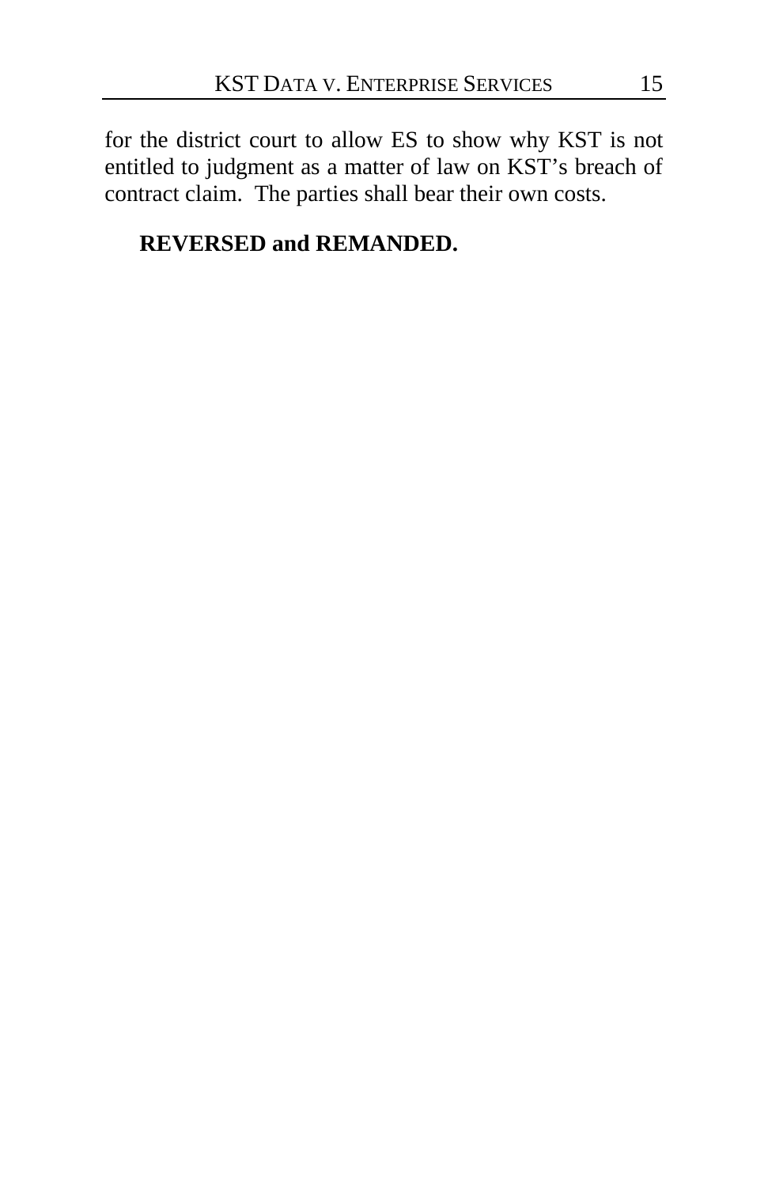for the district court to allow ES to show why KST is not entitled to judgment as a matter of law on KST's breach of contract claim. The parties shall bear their own costs.

**REVERSED and REMANDED.**